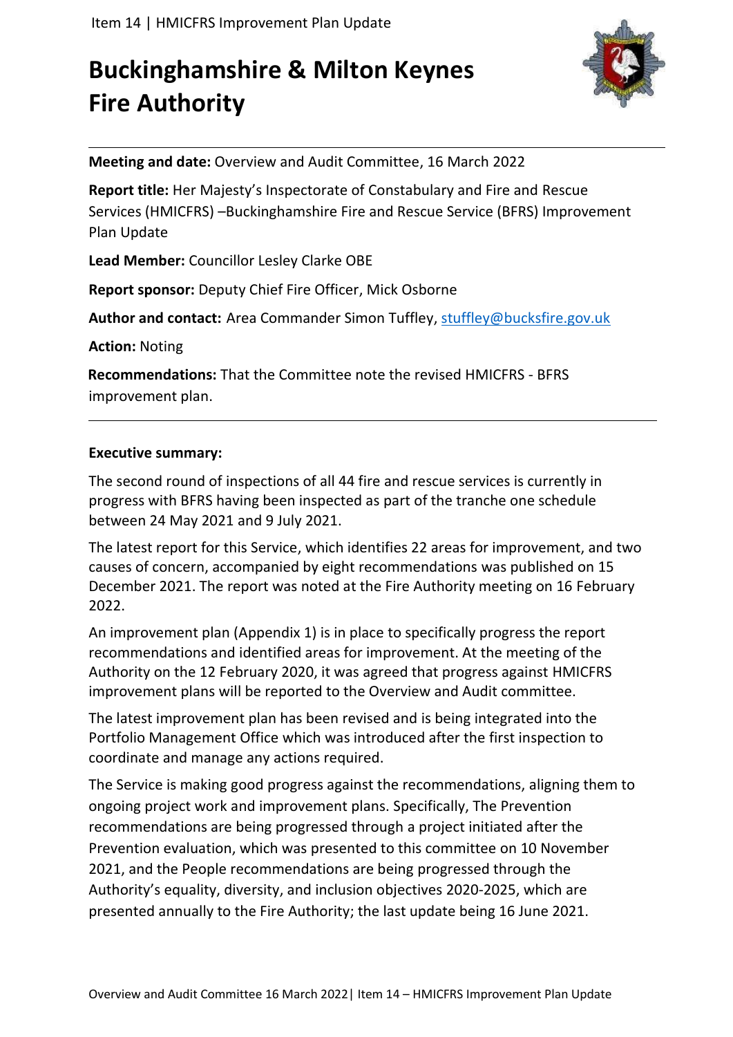# Buckinghamshire & Milton Keynes Fire Authority

**Meeting and date:** Overview and Audit Committee, 16 March 2022

**Report title:** Her Majesty's Inspectorate of Constabulary and Fire and Rescue Services (HMICFRS) –Buckinghamshire Fire and Rescue Service (BFRS) Improvement Plan Update

**Lead Member:** Councillor Lesley Clarke OBE

**Report sponsor:** Deputy Chief Fire Officer, Mick Osborne

**Author and contact:** Area Commander Simon Tuffley, stuffley@bucksfire.gov.uk

**Action:** Noting

**Recommendations:** That the Committee note the revised HMICFRS - BFRS improvement plan.

---

**Executive summary:**

The second round of inspections of all 44 fire and rescue services is currently in progress with BFRS having been inspected as part of the tranche one schedule between 24 May 2021 and 9 July 2021.

The latest report for this Service, which identifies 22 areas for improvement, and two causes of concern, accompanied by eight recommendations was published on 15 December 2021. The report was noted at the Fire Authority meeting on 16 February 2022.

An improvement plan (Appendix 1) is in place to specifically progress the report recommendations and identified areas for improvement. At the meeting of the Authority on the 12 February 2020, it was agreed that progress against HMICFRS improvement plans will be reported to the Overview and Audit committee.

The latest improvement plan has been revised and is being integrated into the Portfolio Management Office which was introduced after the first inspection to coordinate and manage any actions required.

The Service is making good progress against the recommendations, aligning them to ongoing project work and improvement plans. Specifically, The Prevention recommendations are being progressed through a project initiated after the Prevention evaluation, which was presented to this committee on 10 November 2021, and the People recommendations are being progressed through the Authority's equality, diversity, and inclusion objectives 2020-2025, which are presented annually to the Fire Authority; the last update being 16 June 2021.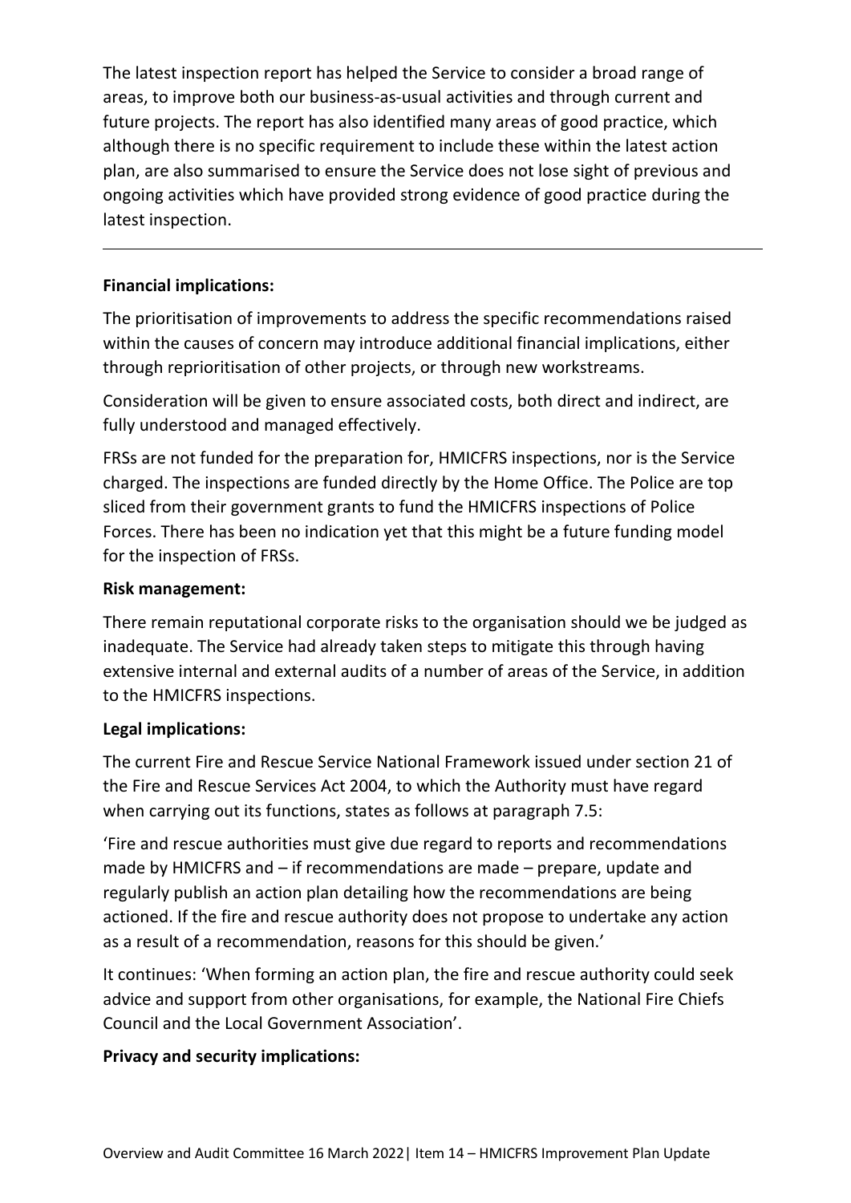The latest inspection report has helped the Service to consider a broad range of areas, to improve both our business-as-usual activities and through current and future projects. The report has also identified many areas of good practice, which although there is no specific requirement to include these within the latest action plan, are also summarised to ensure the Service does not lose sight of previous and ongoing activities which have provided strong evidence of good practice during the latest inspection.

---

**Financial implications:**

The prioritisation of improvements to address the specific recommendations raised within the causes of concern may introduce additional financial implications, either through reprioritisation of other projects, or through new workstreams.

Consideration will be given to ensure associated costs, both direct and indirect, are fully understood and managed effectively.

FRSs are not funded for the preparation for, HMICFRS inspections, nor is the Service charged. The inspections are funded directly by the Home Office. The Police are top sliced from their government grants to fund the HMICFRS inspections of Police Forces. There has been no indication yet that this might be a future funding model for the inspection of FRSs.

**Risk management:**

There remain reputational corporate risks to the organisation should we be judged as inadequate. The Service had already taken steps to mitigate this through having extensive internal and external audits of a number of areas of the Service, in addition to the HMICFRS inspections.

**Legal implications:**

The current Fire and Rescue Service National Framework issued under section 21 of the Fire and Rescue Services Act 2004, to which the Authority must have regard when carrying out its functions, states as follows at paragraph 7.5:

'Fire and rescue authorities must give due regard to reports and recommendations made by HMICFRS and – if recommendations are made – prepare, update and regularly publish an action plan detailing how the recommendations are being actioned. If the fire and rescue authority does not propose to undertake any action as a result of a recommendation, reasons for this should be given.'

It continues: 'When forming an action plan, the fire and rescue authority could seek advice and support from other organisations, for example, the National Fire Chiefs Council and the Local Government Association'.

**Privacy and security implications:**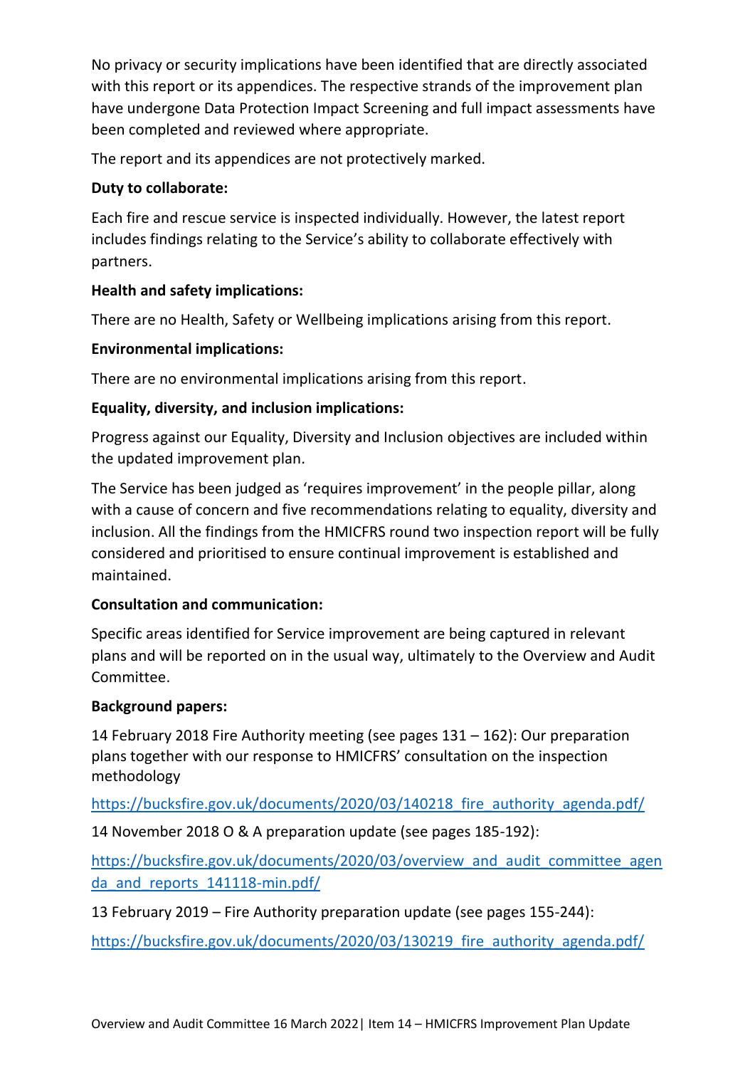No privacy or security implications have been identified that are directly associated with this report or its appendices. The respective strands of the improvement plan have undergone Data Protection Impact Screening and full impact assessments have been completed and reviewed where appropriate.

The report and its appendices are not protectively marked.

**Duty to collaborate:**

Each fire and rescue service is inspected individually. However, the latest report includes findings relating to the Service's ability to collaborate effectively with partners.

**Health and safety implications:**

There are no Health, Safety or Wellbeing implications arising from this report.

**Environmental implications:**

There are no environmental implications arising from this report.

**Equality, diversity, and inclusion implications:**

Progress against our Equality, Diversity and Inclusion objectives are included within the updated improvement plan.

The Service has been judged as 'requires improvement' in the people pillar, along with a cause of concern and five recommendations relating to equality, diversity and inclusion. All the findings from the HMICFRS round two inspection report will be fully considered and prioritised to ensure continual improvement is established and maintained.

**Consultation and communication:**

Specific areas identified for Service improvement are being captured in relevant plans and will be reported on in the usual way, ultimately to the Overview and Audit Committee.

**Background papers:**

14 February 2018 Fire Authority meeting (see pages 131 – 162): Our preparation plans together with our response to HMICFRS' consultation on the inspection methodology

https://bucksfire.gov.uk/documents/2020/03/140218_fire_authority_agenda.pdf/

14 November 2018 O & A preparation update (see pages 185-192):

https://bucksfire.gov.uk/documents/2020/03/overview_and_audit_committee_agenda_and_reports_141118-min.pdf/

13 February 2019 – Fire Authority preparation update (see pages 155-244):

https://bucksfire.gov.uk/documents/2020/03/130219_fire_authority_agenda.pdf/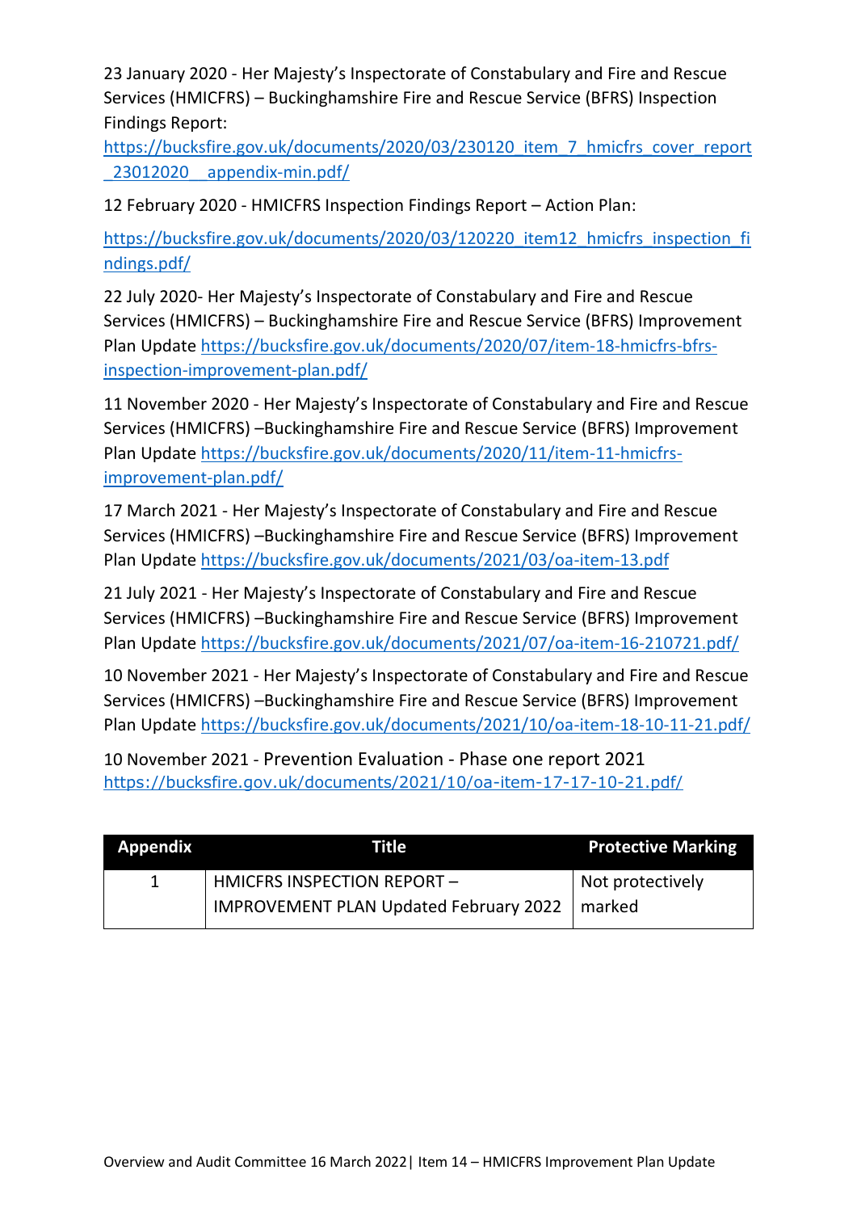23 January 2020 - Her Majesty's Inspectorate of Constabulary and Fire and Rescue Services (HMICFRS) – Buckinghamshire Fire and Rescue Service (BFRS) Inspection Findings Report: https://bucksfire.gov.uk/documents/2020/03/230120_item_7_hmicfrs_cover_report_23012020__appendix-min.pdf/

12 February 2020 - HMICFRS Inspection Findings Report – Action Plan:

https://bucksfire.gov.uk/documents/2020/03/120220_item12_hmicfrs_inspection_findings.pdf/

22 July 2020- Her Majesty's Inspectorate of Constabulary and Fire and Rescue Services (HMICFRS) – Buckinghamshire Fire and Rescue Service (BFRS) Improvement Plan Update https://bucksfire.gov.uk/documents/2020/07/item-18-hmicfrs-bfrs-inspection-improvement-plan.pdf/

11 November 2020 - Her Majesty's Inspectorate of Constabulary and Fire and Rescue Services (HMICFRS) –Buckinghamshire Fire and Rescue Service (BFRS) Improvement Plan Update https://bucksfire.gov.uk/documents/2020/11/item-11-hmicfrs-improvement-plan.pdf/

17 March 2021 - Her Majesty's Inspectorate of Constabulary and Fire and Rescue Services (HMICFRS) –Buckinghamshire Fire and Rescue Service (BFRS) Improvement Plan Update https://bucksfire.gov.uk/documents/2021/03/oa-item-13.pdf

21 July 2021 - Her Majesty's Inspectorate of Constabulary and Fire and Rescue Services (HMICFRS) –Buckinghamshire Fire and Rescue Service (BFRS) Improvement Plan Update https://bucksfire.gov.uk/documents/2021/07/oa-item-16-210721.pdf/

10 November 2021 - Her Majesty's Inspectorate of Constabulary and Fire and Rescue Services (HMICFRS) –Buckinghamshire Fire and Rescue Service (BFRS) Improvement Plan Update https://bucksfire.gov.uk/documents/2021/10/oa-item-18-10-11-21.pdf/

10 November 2021 - Prevention Evaluation - Phase one report 2021 https://bucksfire.gov.uk/documents/2021/10/oa-item-17-17-10-21.pdf/

| Appendix | Title | Protective Marking |
|---|---|---|
| 1 | HMICFRS INSPECTION REPORT – IMPROVEMENT PLAN Updated February 2022 | Not protectively marked |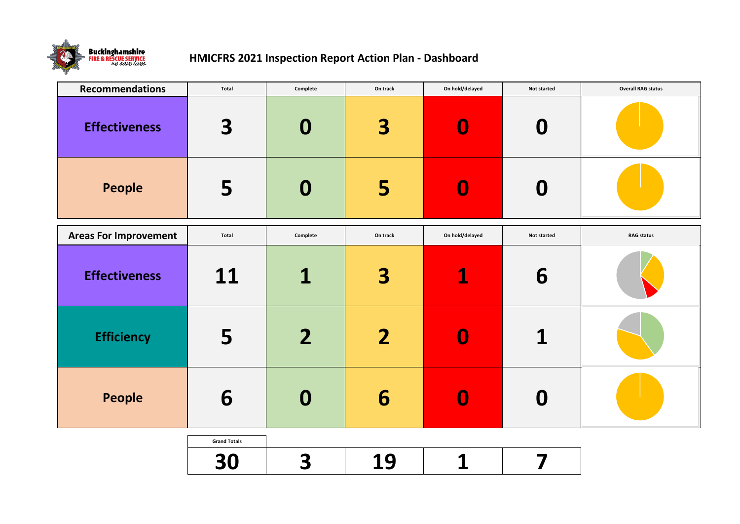# HMICFRS 2021 Inspection Report Action Plan - Dashboard

| Recommendations | Total | Complete | On track | On hold/delayed | Not started | Overall RAG status |
|---|---|---|---|---|---|---|
| Effectiveness | 3 | 0 | 3 | 0 | 0 | |
| People | 5 | 0 | 5 | 0 | 0 | |

| Areas For Improvement | Total | Complete | On track | On hold/delayed | Not started | RAG status |
|---|---|---|---|---|---|---|
| Effectiveness | 11 | 1 | 3 | 1 | 6 | |
| Efficiency | 5 | 2 | 2 | 0 | 1 | |
| People | 6 | 0 | 6 | 0 | 0 | |

| Grand Totals | | | | |
|---|---|---|---|---|
| 30 | 3 | 19 | 1 | 7 |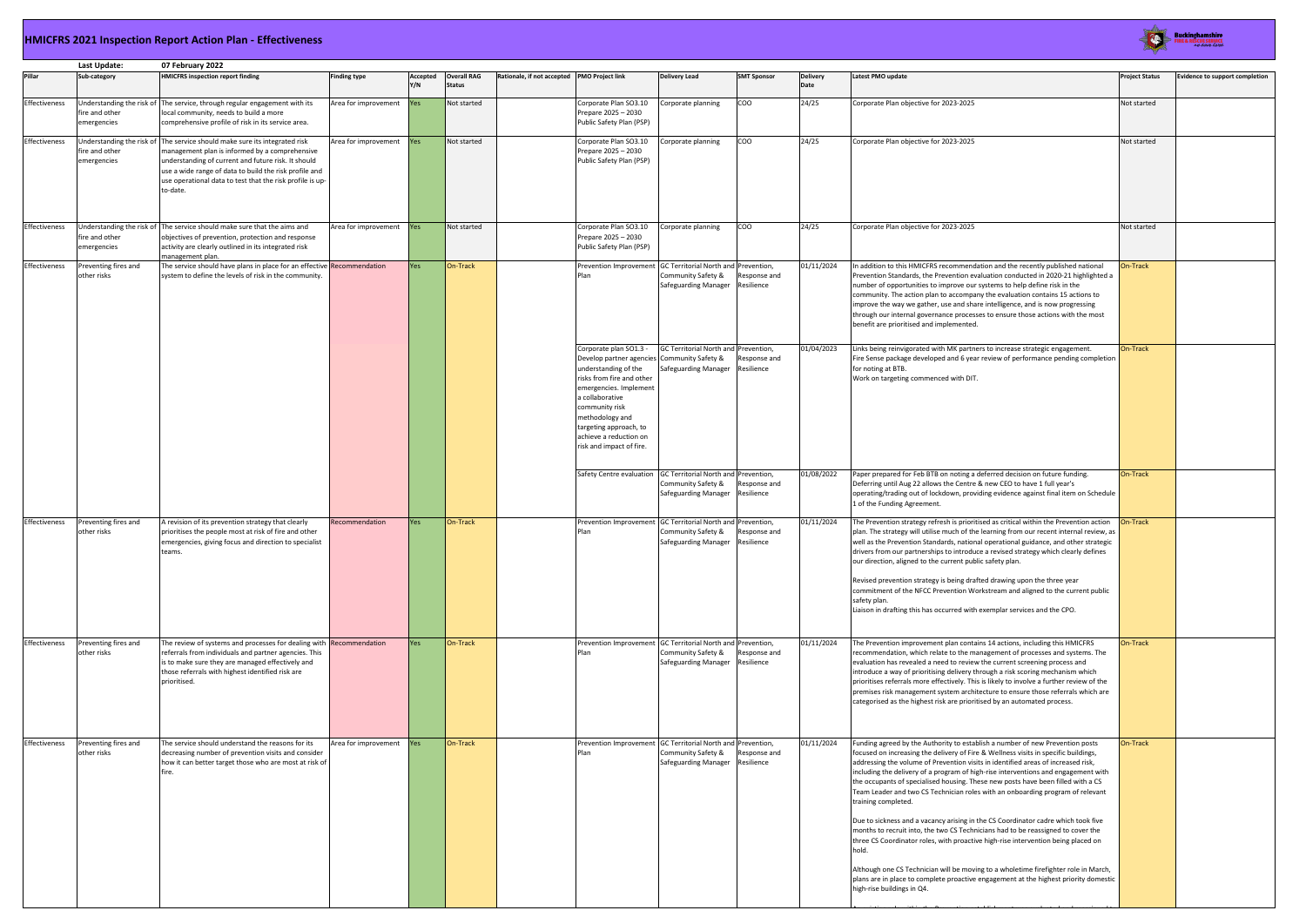# HMICFRS 2021 Inspection Report Action Plan - Effectiveness

**Last Update:** 07 February 2022

| Pillar | Sub-category | HMICFRS inspection report finding | Finding type | Accepted Y/N | Overall RAG Status | Rationale, if not accepted | PMO Project link | Delivery Lead | SMT Sponsor | Delivery Date | Latest PMO update | Project Status | Evidence to support completion |
|---|---|---|---|---|---|---|---|---|---|---|---|---|---|
| Effectiveness | Understanding the risk of fire and other emergencies | The service, through regular engagement with its local community, needs to build a more comprehensive profile of risk in its service area. | Area for improvement | Yes | Not started | | Corporate Plan SO3.10 Prepare 2025 – 2030 Public Safety Plan (PSP) | Corporate planning | COO | 24/25 | Corporate Plan objective for 2023-2025 | Not started | |
| Effectiveness | Understanding the risk of fire and other emergencies | The service should make sure its integrated risk management plan is informed by a comprehensive understanding of current and future risk. It should use a wide range of data to build the risk profile and use operational data to test that the risk profile is up-to-date. | Area for improvement | Yes | Not started | | Corporate Plan SO3.10 Prepare 2025 – 2030 Public Safety Plan (PSP) | Corporate planning | COO | 24/25 | Corporate Plan objective for 2023-2025 | Not started | |
| Effectiveness | Understanding the risk of fire and other emergencies | The service should make sure that the aims and objectives of prevention, protection and response activity are clearly outlined in its integrated risk management plan. | Area for improvement | Yes | Not started | | Corporate Plan SO3.10 Prepare 2025 – 2030 Public Safety Plan (PSP) | Corporate planning | COO | 24/25 | Corporate Plan objective for 2023-2025 | Not started | |
| Effectiveness | Preventing fires and other risks | The service should have plans in place for an effective system to define the levels of risk in the community. | Recommendation | Yes | On-Track | | Prevention Improvement Plan | GC Territorial North and Community Safety & Safeguarding Manager | Prevention, Response and Resilience | 01/11/2024 | In addition to this HMICFRS recommendation and the recently published national Prevention Standards, the Prevention evaluation conducted in 2020-21 highlighted a number of opportunities to improve our systems to help define risk in the community. The action plan to accompany the evaluation contains 15 actions to improve the way we gather, use and share intelligence, and is now progressing through our internal governance processes to ensure those actions with the most benefit are prioritised and implemented. | On-Track | |
| | | | | | | | Corporate plan SO1.3 - Develop partner agencies understanding of the risks from fire and other emergencies. Implement a collaborative community risk methodology and targeting approach, to achieve a reduction on risk and impact of fire. | GC Territorial North and Community Safety & Safeguarding Manager | Prevention, Response and Resilience | 01/04/2023 | Links being reinvigorated with MK partners to increase strategic engagement. Fire Sense package developed and 6 year review of performance pending completion for noting at BTB. Work on targeting commenced with DIT. | On-Track | |
| | | | | | | | Safety Centre evaluation | GC Territorial North and Community Safety & Safeguarding Manager | Prevention, Response and Resilience | 01/08/2022 | Paper prepared for Feb BTB on noting a deferred decision on future funding. Deferring until Aug 22 allows the Centre & new CEO to have 1 full year's operating/trading out of lockdown, providing evidence against final item on Schedule 1 of the Funding Agreement. | On-Track | |
| Effectiveness | Preventing fires and other risks | A revision of its prevention strategy that clearly prioritises the people most at risk of fire and other emergencies, giving focus and direction to specialist teams. | Recommendation | Yes | On-Track | | Prevention Improvement Plan | GC Territorial North and Community Safety & Safeguarding Manager | Prevention, Response and Resilience | 01/11/2024 | The Prevention strategy refresh is prioritised as critical within the Prevention action plan. The strategy will utilise much of the learning from our recent internal review, as well as the Prevention Standards, national operational guidance, and other strategic drivers from our partnerships to introduce a revised strategy which clearly defines our direction, aligned to the current public safety plan.<br><br>Revised prevention strategy is being drafted drawing upon the three year commitment of the NFCC Prevention Workstream and aligned to the current public safety plan.<br>Liaison in drafting this has occurred with exemplar services and the CPO. | On-Track | |
| Effectiveness | Preventing fires and other risks | The review of systems and processes for dealing with referrals from individuals and partner agencies. This is to make sure they are managed effectively and those referrals with highest identified risk are prioritised. | Recommendation | Yes | On-Track | | Prevention Improvement Plan | GC Territorial North and Community Safety & Safeguarding Manager | Prevention, Response and Resilience | 01/11/2024 | The Prevention improvement plan contains 14 actions, including this HMICFRS recommendation, which relate to the management of processes and systems. The evaluation has revealed a need to review the current screening process and introduce a way of prioritising delivery through a risk scoring mechanism which prioritises referrals more effectively. This is likely to involve a further review of the premises risk management system architecture to ensure those referrals which are categorised as the highest risk are prioritised by an automated process. | On-Track | |
| Effectiveness | Preventing fires and other risks | The service should understand the reasons for its decreasing number of prevention visits and consider how it can better target those who are most at risk of fire. | Area for improvement | Yes | On-Track | | Prevention Improvement Plan | GC Territorial North and Community Safety & Safeguarding Manager | Prevention, Response and Resilience | 01/11/2024 | Funding agreed by the Authority to establish a number of new Prevention posts focused on increasing the delivery of Fire & Wellness visits in specific buildings, addressing the volume of Prevention visits in identified areas of increased risk, including the delivery of a program of high-rise interventions and engagement with the occupants of specialised housing. These new posts have been filled with a CS Team Leader and two CS Technician roles with an onboarding program of relevant training completed.<br><br>Due to sickness and a vacancy arising in the CS Coordinator cadre which took five months to recruit into, the two CS Technicians had to be reassigned to cover the three CS Coordinator roles, with proactive high-rise intervention being placed on hold.<br><br>Although one CS Technician will be moving to a wholetime firefighter role in March, plans are in place to complete proactive engagement at the highest priority domestic high-rise buildings in Q4. | On-Track | |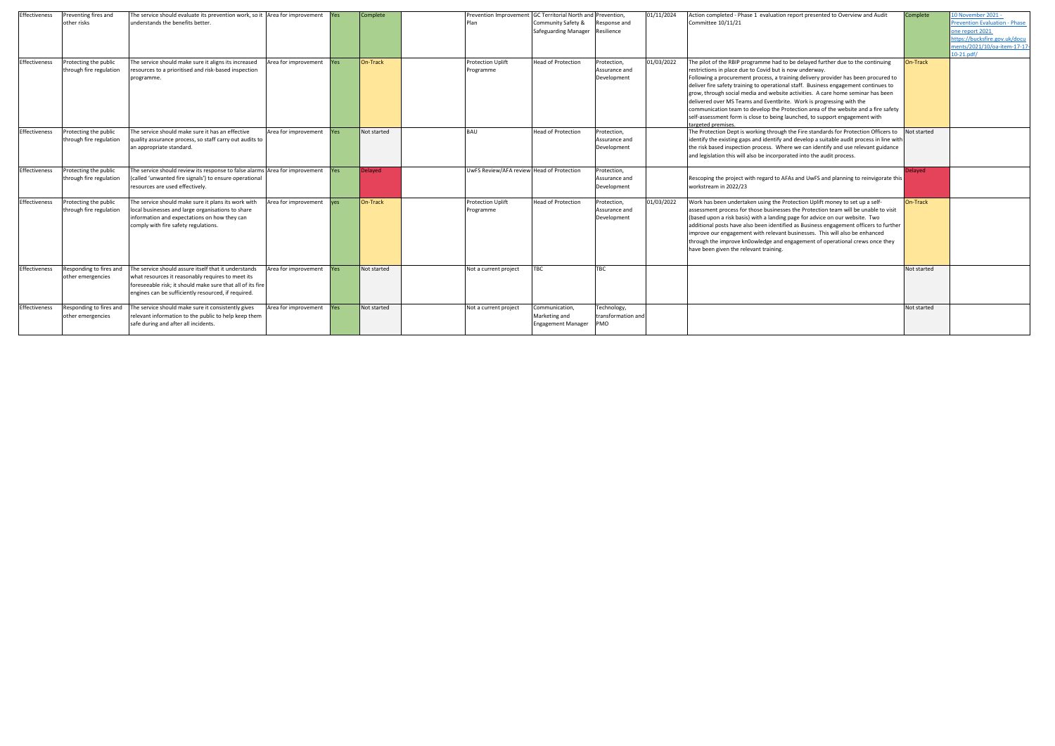| Effectiveness | Preventing fires and other risks | The service should evaluate its prevention work, so it understands the benefits better. | Area for improvement | Yes | Complete | | Prevention Improvement Plan | GC Territorial North and Community Safety & Safeguarding Manager | Prevention, Response and Resilience | 01/11/2024 | Action completed - Phase 1 evaluation report presented to Overview and Audit Committee 10/11/21 | Complete | 10 November 2021 - Prevention Evaluation - Phase one report 2021 https://bucksfire.gov.uk/documents/2021/10/oa-item-17-17-10-21.pdf/ |
|---|---|---|---|---|---|---|---|---|---|---|---|---|---|
| Effectiveness | Protecting the public through fire regulation | The service should make sure it aligns its increased resources to a prioritised and risk-based inspection programme. | Area for improvement | Yes | On-Track | | Protection Uplift Programme | Head of Protection | Protection, Assurance and Development | 01/03/2022 | The pilot of the RBIP programme had to be delayed further due to the continuing restrictions in place due to Covid but is now underway. Following a procurement process, a training delivery provider has been procured to deliver fire safety training to operational staff. Business engagement continues to grow, through social media and website activities. A care home seminar has been delivered over MS Teams and Eventbrite. Work is progressing with the communication team to develop the Protection area of the website and a fire safety self-assessment form is close to being launched, to support engagement with targeted premises. | On-Track | |
| Effectiveness | Protecting the public through fire regulation | The service should make sure it has an effective quality assurance process, so staff carry out audits to an appropriate standard. | Area for improvement | Yes | Not started | | BAU | Head of Protection | Protection, Assurance and Development | | The Protection Dept is working through the Fire standards for Protection Officers to identify the existing gaps and identify and develop a suitable audit process in line with the risk based inspection process. Where we can identify and use relevant guidance and legislation this will also be incorporated into the audit process. | Not started | |
| Effectiveness | Protecting the public through fire regulation | The service should review its response to false alarms (called 'unwanted fire signals') to ensure operational resources are used effectively. | Area for improvement | Yes | Delayed | | UwFS Review/AFA review | Head of Protection | Protection, Assurance and Development | | Rescoping the project with regard to AFAs and UwFS and planning to reinvigorate this workstream in 2022/23 | Delayed | |
| Effectiveness | Protecting the public through fire regulation | The service should make sure it plans its work with local businesses and large organisations to share information and expectations on how they can comply with fire safety regulations. | Area for improvement | yes | On-Track | | Protection Uplift Programme | Head of Protection | Protection, Assurance and Development | 01/03/2022 | Work has been undertaken using the Protection Uplift money to set up a self-assessment process for those businesses the Protection team will be unable to visit (based upon a risk basis) with a landing page for advice on our website. Two additional posts have also been identified as Business engagement officers to further improve our engagement with relevant businesses. This will also be enhanced through the improve kn0owledge and engagement of operational crews once they have been given the relevant training. | On-Track | |
| Effectiveness | Responding to fires and other emergencies | The service should assure itself that it understands what resources it reasonably requires to meet its foreseeable risk; it should make sure that all of its fire engines can be sufficiently resourced, if required. | Area for improvement | Yes | Not started | | Not a current project | TBC | TBC | | | Not started | |
| Effectiveness | Responding to fires and other emergencies | The service should make sure it consistently gives relevant information to the public to help keep them safe during and after all incidents. | Area for improvement | Yes | Not started | | Not a current project | Communication, Marketing and Engagement Manager | Technology, transformation and PMO | | | Not started | |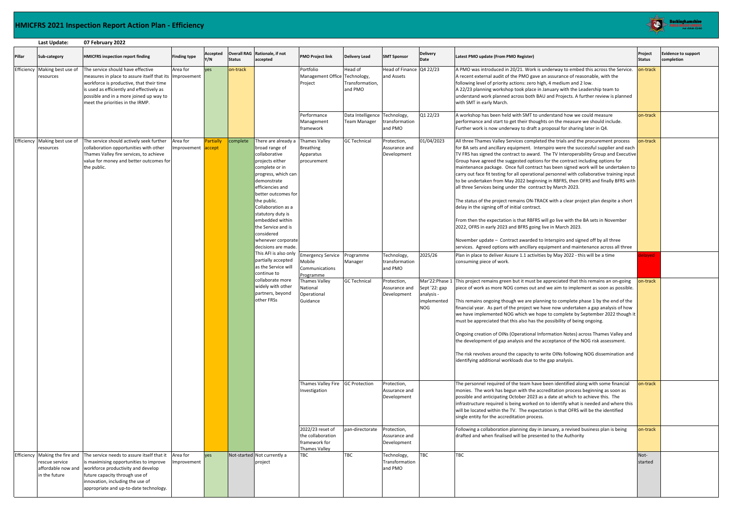# HMICFRS 2021 Inspection Report Action Plan - Efficiency

**Last Update:** 07 February 2022

| Pillar | Sub-category | HMICFRS inspection report finding | Finding type | Accepted Y/N | Overall RAG Status | Rationale, if not accepted | PMO Project link | Delivery Lead | SMT Sponsor | Delivery Date | Latest PMO update (From PMO Register) | Project Status | Evidence to support completion |
|---|---|---|---|---|---|---|---|---|---|---|---|---|---|
| Efficiency | Making best use of resources | The service should have effective measures in place to assure itself that its workforce is productive, that their time is used as efficiently and effectively as possible and in a more joined up way to meet the priorities in the IRMP. | Area for Improvement | yes | on-track | | Portfolio Management Office Project | Head of Technology, Transformation, and PMO | Head of Finance and Assets | Q4 22/23 | A PMO was introduced in 20/21. Work is underway to embed this across the Service. A recent external audit of the PMO gave an assurance of reasonable, with the following level of priority actions: zero high, 4 medium and 2 low.<br>A 22/23 planning workshop took place in January with the Leadership team to understand work planned across both BAU and Projects. A further review is planned with SMT in early March. | on-track | |
| | | | | | | | Performance Management framework | Data Intelligence Team Manager | Technology, transformation and PMO | Q1 22/23 | A workshop has been held with SMT to understand how we could measure performance and start to get their thoughts on the measure we should include. Further work is now underway to draft a proposal for sharing later in Q4. | on-track | |
| Efficiency | Making best use of resources | The service should actively seek further collaboration opportunities with other Thames Valley fire services, to achieve value for money and better outcomes for the public. | Area for Improvement | Partially accept | complete | There are already a broad range of collaborative projects either complete or in progress, which can demonstrate efficiencies and better outcomes for the public. Collaboration as a statutory duty is embedded within the Service and is considered whenever corporate decisions are made. This AFI is also only partially accepted as the Service will continue to collaborate more widely with other partners, beyond other FRSs | Thames Valley Breathing Apparatus procurement | GC Technical | Protection, Assurance and Development | 01/04/2023 | All three Thames Valley Services completed the trials and the procurement process for BA sets and ancillary equipment. Interspiro were the successful supplier and each TV FRS has signed the contract to award. The TV Interoperability Group and Executive Group have agreed the suggested options for the contract including options for maintenance package. Once full contract has been signed work will be undertaken to carry out face fit testing for all operational personnel with collaborative training input to be undertaken from May 2022 beginning in RBFRS, then OFRS and finally BFRS with all three Services being under the contract by March 2023.<br><br>The status of the project remains ON-TRACK with a clear project plan despite a short delay in the signing off of initial contract.<br><br>From then the expectation is that RBFRS will go live with the BA sets in November 2022, OFRS in early 2023 and BFRS going live in March 2023.<br><br>November update – Contract awarded to Interspiro and signed off by all three services. Agreed options with ancillary equipment and maintenance across all three | on-track | |
| | | | | | | | Emergency Service Mobile Communications Programme | Programme Manager | Technology, transformation and PMO | 2025/26 | Plan in place to deliver Assure 1.1 activities by May 2022 - this will be a time consuming piece of work. | delayed | |
| | | | | | | | Thames Valley National Operational Guidance | GC Technical | Protection, Assurance and Development | Mar'22:Phase 1 Sept '22: gap analysis - implemented NOG | This project remains green but it must be appreciated that this remains an on-going piece of work as more NOG comes out and we aim to implement as soon as possible.<br><br>This remains ongoing though we are planning to complete phase 1 by the end of the financial year. As part of the project we have now undertaken a gap analysis of how we have implemented NOG which we hope to complete by September 2022 though it must be appreciated that this also has the possibility of being ongoing.<br><br>Ongoing creation of OINs (Operational Information Notes) across Thames Valley and the development of gap analysis and the acceptance of the NOG risk assessment.<br><br>The risk revolves around the capacity to write OINs following NOG dissemination and identifying additional workloads due to the gap analysis. | on-track | |
| | | | | | | | Thames Valley Fire Investigation | GC Protection | Protection, Assurance and Development | | The personnel required of the team have been identified along with some financial monies. The work has begun with the accreditation process beginning as soon as possible and anticipating October 2023 as a date at which to achieve this. The infrastructure required is being worked on to identify what is needed and where this will be located within the TV. The expectation is that OFRS will be the identified single entity for the accreditation process. | on-track | |
| | | | | | | | 2022/23 reset of the collaboration framework for Thames Valley | pan-directorate | Protection, Assurance and Development | | Following a collaboration planning day in January, a revised business plan is being drafted and when finalised will be presented to the Authority | on-track | |
| Efficiency | Making the fire and rescue service affordable now and in the future | The service needs to assure itself that it is maximising opportunities to improve workforce productivity and develop future capacity through use of innovation, including the use of appropriate and up-to-date technology. | Area for Improvement | yes | Not-started | Not currently a project | TBC | TBC | Technology, Transformation and PMO | TBC | TBC | Not-started | |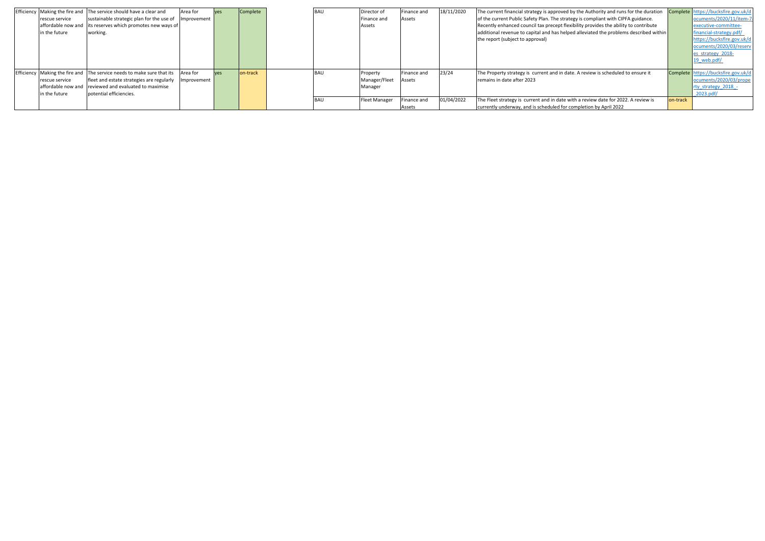| | | | | | | | | | | | | | | |
|---|---|---|---|---|---|---|---|---|---|---|---|---|---|---|
| Efficiency | Making the fire and rescue service affordable now and in the future | The service should have a clear and sustainable strategic plan for the use of its reserves which promotes new ways of working. | Area for Improvement | yes | Complete | | BAU | Director of Finance and Assets | Finance and Assets | 18/11/2020 | The current financial strategy is approved by the Authority and runs for the duration of the current Public Safety Plan. The strategy is compliant with CIPFA guidance. Recently enhanced council tax precept flexibility provides the ability to contribute additional revenue to capital and has helped alleviated the problems described within the report (subject to approval) | Complete | https://bucksfire.gov.uk/documents/2020/11/item-7-executive-committee-financial-strategy.pdf/ https://bucksfire.gov.uk/documents/2020/03/reserves_strategy_2018-19_web.pdf/ |
| Efficiency | Making the fire and rescue service affordable now and in the future | The service needs to make sure that its fleet and estate strategies are regularly reviewed and evaluated to maximise potential efficiencies. | Area for Improvement | yes | on-track | | BAU | Property Manager/Fleet Manager | Finance and Assets | 23/24 | The Property strategy is current and in date. A review is scheduled to ensure it remains in date after 2023 | Complete | https://bucksfire.gov.uk/documents/2020/03/property_strategy_2018_-_2023.pdf/ |
| | | | | | | | BAU | Fleet Manager | Finance and Assets | 01/04/2022 | The Fleet strategy is current and in date with a review date for 2022. A review is currently underway, and is scheduled for completion by April 2022 | on-track | |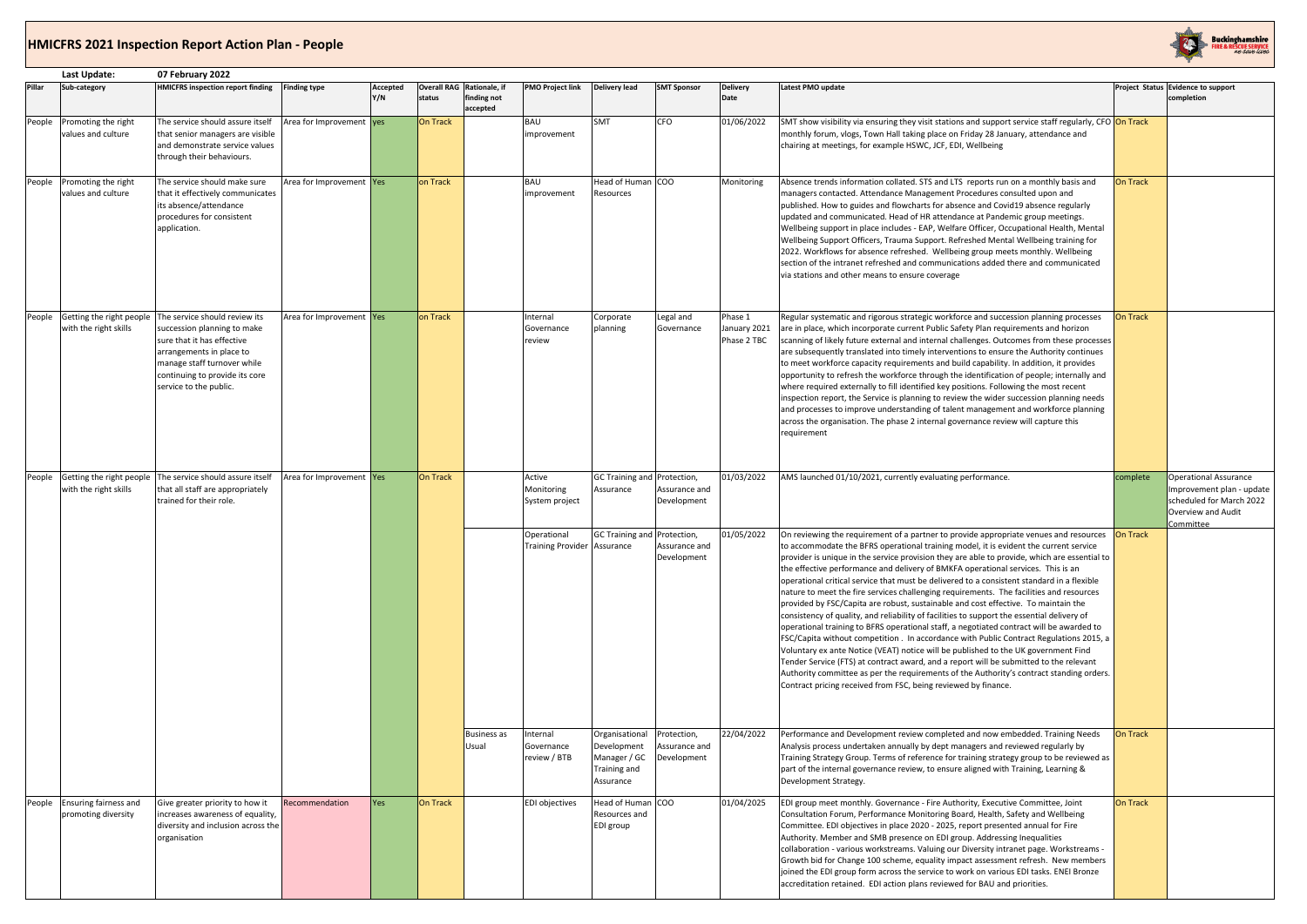# HMICFRS 2021 Inspection Report Action Plan - People

**Last Update:** 07 February 2022

| Pillar | Sub-category | HMICFRS inspection report finding | Finding type | Accepted Y/N | Overall RAG status | Rationale, if finding not accepted | PMO Project link | Delivery lead | SMT Sponsor | Delivery Date | Latest PMO update | Project Status | Evidence to support completion |
|---|---|---|---|---|---|---|---|---|---|---|---|---|---|
| People | Promoting the right values and culture | The service should assure itself that senior managers are visible and demonstrate service values through their behaviours. | Area for Improvement | yes | On Track | | BAU improvement | SMT | CFO | 01/06/2022 | SMT show visibility via ensuring they visit stations and support service staff regularly, CFO monthly forum, vlogs, Town Hall taking place on Friday 28 January, attendance and chairing at meetings, for example HSWC, JCF, EDI, Wellbeing | On Track | |
| People | Promoting the right values and culture | The service should make sure that it effectively communicates its absence/attendance procedures for consistent application. | Area for Improvement | Yes | on Track | | BAU improvement | Head of Human Resources | COO | Monitoring | Absence trends information collated. STS and LTS reports run on a monthly basis and managers contacted. Attendance Management Procedures consulted upon and published. How to guides and flowcharts for absence and Covid19 absence regularly updated and communicated. Head of HR attendance at Pandemic group meetings. Wellbeing support in place includes - EAP, Welfare Officer, Occupational Health, Mental Wellbeing Support Officers, Trauma Support. Refreshed Mental Wellbeing training for 2022. Workflows for absence refreshed. Wellbeing group meets monthly. Wellbeing section of the intranet refreshed and communications added there and communicated via stations and other means to ensure coverage | On Track | |
| People | Getting the right people with the right skills | The service should review its succession planning to make sure that it has effective arrangements in place to manage staff turnover while continuing to provide its core service to the public. | Area for Improvement | Yes | on Track | | Internal Governance review | Corporate planning | Legal and Governance | Phase 1 January 2021 Phase 2 TBC | Regular systematic and rigorous strategic workforce and succession planning processes are in place, which incorporate current Public Safety Plan requirements and horizon scanning of likely future external and internal challenges. Outcomes from these processes are subsequently translated into timely interventions to ensure the Authority continues to meet workforce capacity requirements and build capability. In addition, it provides opportunity to refresh the workforce through the identification of people; internally and where required externally to fill identified key positions. Following the most recent inspection report, the Service is planning to review the wider succession planning needs and processes to improve understanding of talent management and workforce planning across the organisation. The phase 2 internal governance review will capture this requirement | On Track | |
| People | Getting the right people with the right skills | The service should assure itself that all staff are appropriately trained for their role. | Area for Improvement | Yes | On Track | | Active Monitoring System project | GC Training and Assurance | Protection, Assurance and Development | 01/03/2022 | AMS launched 01/10/2021, currently evaluating performance. | complete | Operational Assurance Improvement plan - update scheduled for March 2022 Overview and Audit Committee |
| | | | | | | | Operational Training Provider | GC Training and Assurance | Protection, Assurance and Development | 01/05/2022 | On reviewing the requirement of a partner to provide appropriate venues and resources to accommodate the BFRS operational training model, it is evident the current service provider is unique in the service provision they are able to provide, which are essential to the effective performance and delivery of BMKFA operational services. This is an operational critical service that must be delivered to a consistent standard in a flexible nature to meet the fire services challenging requirements. The facilities and resources provided by FSC/Capita are robust, sustainable and cost effective. To maintain the consistency of quality, and reliability of facilities to support the essential delivery of operational training to BFRS operational staff, a negotiated contract will be awarded to FSC/Capita without competition . In accordance with Public Contract Regulations 2015, a Voluntary ex ante Notice (VEAT) notice will be published to the UK government Find Tender Service (FTS) at contract award, and a report will be submitted to the relevant Authority committee as per the requirements of the Authority's contract standing orders. Contract pricing received from FSC, being reviewed by finance. | On Track | |
| | | | | | | Business as Usual | Internal Governance review / BTB | Organisational Development Manager / GC Training and Assurance | Protection, Assurance and Development | 22/04/2022 | Performance and Development review completed and now embedded. Training Needs Analysis process undertaken annually by dept managers and reviewed regularly by Training Strategy Group. Terms of reference for training strategy group to be reviewed as part of the internal governance review, to ensure aligned with Training, Learning & Development Strategy. | On Track | |
| People | Ensuring fairness and promoting diversity | Give greater priority to how it increases awareness of equality, diversity and inclusion across the organisation | Recommendation | Yes | On Track | | EDI objectives | Head of Human Resources and EDI group | COO | 01/04/2025 | EDI group meet monthly. Governance - Fire Authority, Executive Committee, Joint Consultation Forum, Performance Monitoring Board, Health, Safety and Wellbeing Committee. EDI objectives in place 2020 - 2025, report presented annual for Fire Authority. Member and SMB presence on EDI group. Addressing Inequalities collaboration - various workstreams. Valuing our Diversity intranet page. Workstreams - Growth bid for Change 100 scheme, equality impact assessment refresh. New members joined the EDI group form across the service to work on various EDI tasks. ENEI Bronze accreditation retained. EDI action plans reviewed for BAU and priorities. | On Track | |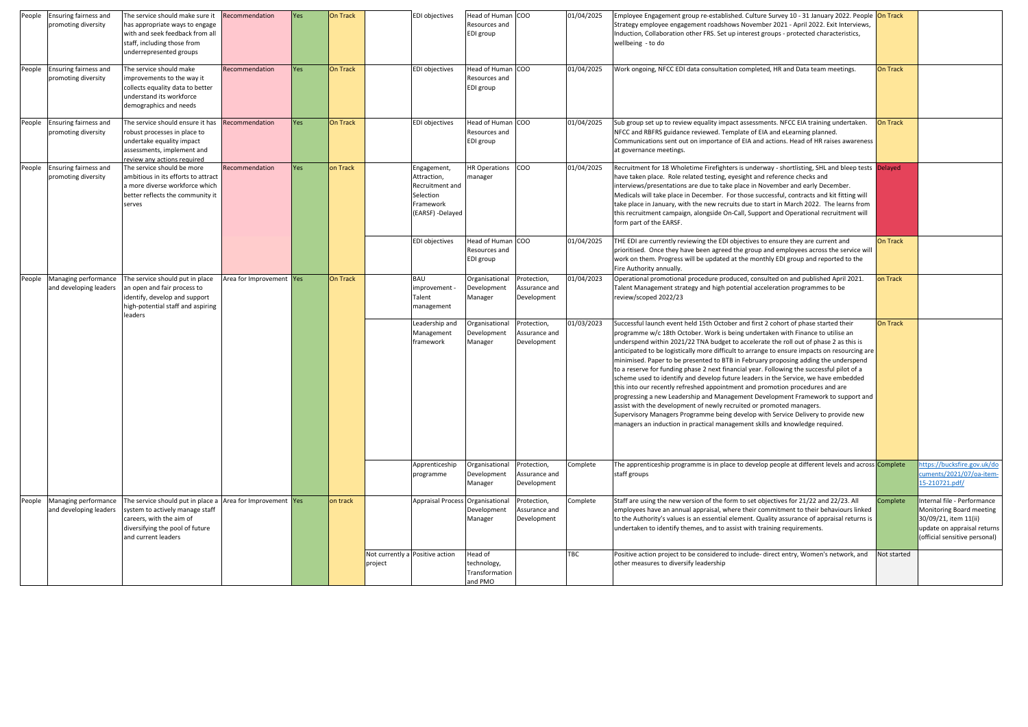| | | | | | | | | | | | | | |
|---|---|---|---|---|---|---|---|---|---|---|---|---|---|
| People | Ensuring fairness and promoting diversity | The service should make sure it has appropriate ways to engage with and seek feedback from all staff, including those from underrepresented groups | Recommendation | Yes | On Track | | EDI objectives | Head of Human Resources and EDI group | COO | 01/04/2025 | Employee Engagement group re-established. Culture Survey 10 - 31 January 2022. People Strategy employee engagement roadshows November 2021 - April 2022. Exit Interviews, Induction, Collaboration other FRS. Set up interest groups - protected characteristics, wellbeing - to do | On Track | |
| People | Ensuring fairness and promoting diversity | The service should make improvements to the way it collects equality data to better understand its workforce demographics and needs | Recommendation | Yes | On Track | | EDI objectives | Head of Human Resources and EDI group | COO | 01/04/2025 | Work ongoing, NFCC EDI data consultation completed, HR and Data team meetings. | On Track | |
| People | Ensuring fairness and promoting diversity | The service should ensure it has robust processes in place to undertake equality impact assessments, implement and review any actions required | Recommendation | Yes | On Track | | EDI objectives | Head of Human Resources and EDI group | COO | 01/04/2025 | Sub group set up to review equality impact assessments. NFCC EIA training undertaken. NFCC and RBFRS guidance reviewed. Template of EIA and eLearning planned. Communications sent out on importance of EIA and actions. Head of HR raises awareness at governance meetings. | On Track | |
| People | Ensuring fairness and promoting diversity | The service should be more ambitious in its efforts to attract a more diverse workforce which better reflects the community it serves | Recommendation | Yes | on Track | | Engagement, Attraction, Recruitment and Selection Framework (EARSF) -Delayed | HR Operations manager | COO | 01/04/2025 | Recruitment for 18 Wholetime Firefighters is underway - shortlisting, SHL and bleep tests have taken place. Role related testing, eyesight and reference checks and interviews/presentations are due to take place in November and early December. Medicals will take place in December. For those successful, contracts and kit fitting will take place in January, with the new recruits due to start in March 2022. The learns from this recruitment campaign, alongside On-Call, Support and Operational recruitment will form part of the EARSF. | Delayed | |
| | | | | | | | EDI objectives | Head of Human Resources and EDI group | COO | 01/04/2025 | THE EDI are currently reviewing the EDI objectives to ensure they are current and prioritised. Once they have been agreed the group and employees across the service will work on them. Progress will be updated at the monthly EDI group and reported to the Fire Authority annually. | On Track | |
| People | Managing performance and developing leaders | The service should put in place an open and fair process to identify, develop and support high-potential staff and aspiring leaders | Area for Improvement | Yes | On Track | | BAU improvement - Talent management | Organisational Development Manager | Protection, Assurance and Development | 01/04/2023 | Operational promotional procedure produced, consulted on and published April 2021. Talent Management strategy and high potential acceleration programmes to be review/scoped 2022/23 | on Track | |
| | | | | | | | Leadership and Management framework | Organisational Development Manager | Protection, Assurance and Development | 01/03/2023 | Successful launch event held 15th October and first 2 cohort of phase started their programme w/c 18th October. Work is being undertaken with Finance to utilise an underspend within 2021/22 TNA budget to accelerate the roll out of phase 2 as this is anticipated to be logistically more difficult to arrange to ensure impacts on resourcing are minimised. Paper to be presented to BTB in February proposing adding the underspend to a reserve for funding phase 2 next financial year. Following the successful pilot of a scheme used to identify and develop future leaders in the Service, we have embedded this into our recently refreshed appointment and promotion procedures and are progressing a new Leadership and Management Development Framework to support and assist with the development of newly recruited or promoted managers.<br>Supervisory Managers Programme being develop with Service Delivery to provide new managers an induction in practical management skills and knowledge required. | On Track | |
| | | | | | | | Apprenticeship programme | Organisational Development Manager | Protection, Assurance and Development | Complete | The apprenticeship programme is in place to develop people at different levels and across staff groups | Complete | https://bucksfire.gov.uk/documents/2021/07/oa-item-15-210721.pdf/ |
| People | Managing performance and developing leaders | The service should put in place a system to actively manage staff careers, with the aim of diversifying the pool of future and current leaders | Area for Improvement | Yes | on track | | Appraisal Process | Organisational Development Manager | Protection, Assurance and Development | Complete | Staff are using the new version of the form to set objectives for 21/22 and 22/23. All employees have an annual appraisal, where their commitment to their behaviours linked to the Authority's values is an essential element. Quality assurance of appraisal returns is undertaken to identify themes, and to assist with training requirements. | Complete | Internal file - Performance Monitoring Board meeting 30/09/21, item 11(ii) update on appraisal returns (official sensitive personal) |
| | | | | | | Not currently a project | Positive action | Head of technology, Transformation and PMO | | TBC | Positive action project to be considered to include- direct entry, Women's network, and other measures to diversify leadership | Not started | |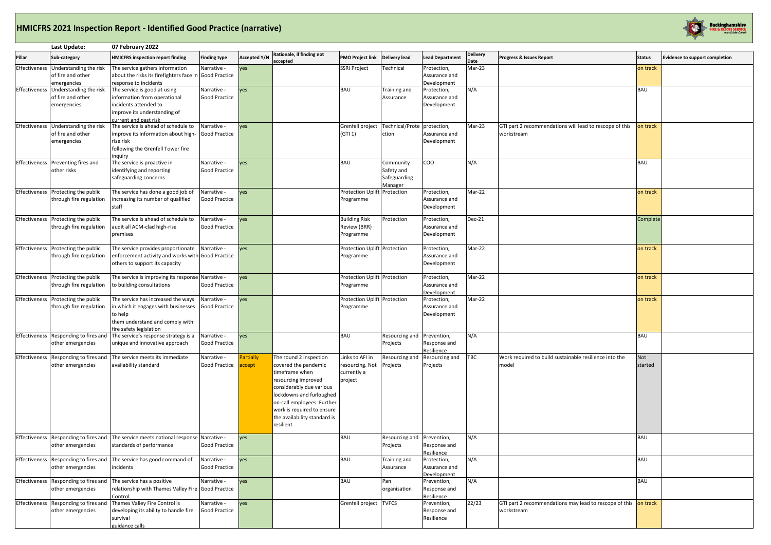# HMICFRS 2021 Inspection Report - Identified Good Practice (narrative)

**Last Update:** 07 February 2022

| Pillar | Sub-category | HMICFRS inspection report finding | Finding type | Accepted Y/N | Rationale, if finding not accepted | PMO Project link | Delivery lead | Lead Department | Delivery Date | Progress & Issues Report | Status | Evidence to support completion |
|---|---|---|---|---|---|---|---|---|---|---|---|---|
| Effectiveness | Understanding the risk of fire and other emergencies | The service gathers information about the risks its firefighters face in response to incidents | Narrative - Good Practice | yes | | SSRI Project | Technical | Protection, Assurance and Development | Mar-23 | | on track | |
| Effectiveness | Understanding the risk of fire and other emergencies | The service is good at using information from operational incidents attended to improve its understanding of current and past risk | Narrative - Good Practice | yes | | BAU | Training and Assurance | Protection, Assurance and Development | N/A | | BAU | |
| Effectiveness | Understanding the risk of fire and other emergencies | The service is ahead of schedule to improve its information about high-rise risk following the Grenfell Tower fire inquiry | Narrative - Good Practice | yes | | Grenfell project (GTI 1) | Technical/Protection | protection, Assurance and Development | Mar-23 | GTI part 2 recommendations will lead to rescope of this workstream | on track | |
| Effectiveness | Preventing fires and other risks | The service is proactive in identifying and reporting safeguarding concerns | Narrative - Good Practice | yes | | BAU | Community Safety and Safeguarding Manager | COO | N/A | | BAU | |
| Effectiveness | Protecting the public through fire regulation | The service has done a good job of increasing its number of qualified staff | Narrative - Good Practice | yes | | Protection Uplift Programme | Protection | Protection, Assurance and Development | Mar-22 | | on track | |
| Effectiveness | Protecting the public through fire regulation | The service is ahead of schedule to audit all ACM-clad high-rise premises | Narrative - Good Practice | yes | | Building Risk Review (BRR) Programme | Protection | Protection, Assurance and Development | Dec-21 | | Complete | |
| Effectiveness | Protecting the public through fire regulation | The service provides proportionate enforcement activity and works with others to support its capacity | Narrative - Good Practice | yes | | Protection Uplift Programme | Protection | Protection, Assurance and Development | Mar-22 | | on track | |
| Effectiveness | Protecting the public through fire regulation | The service is improving its response to building consultations | Narrative - Good Practice | yes | | Protection Uplift Programme | Protection | Protection, Assurance and Development | Mar-22 | | on track | |
| Effectiveness | Protecting the public through fire regulation | The service has increased the ways in which it engages with businesses to help them understand and comply with fire safety legislation | Narrative - Good Practice | yes | | Protection Uplift Programme | Protection | Protection, Assurance and Development | Mar-22 | | on track | |
| Effectiveness | Responding to fires and other emergencies | The service's response strategy is a unique and innovative approach | Narrative - Good Practice | yes | | BAU | Resourcing and Projects | Prevention, Response and Resilience | N/A | | BAU | |
| Effectiveness | Responding to fires and other emergencies | The service meets its immediate availability standard | Narrative - Good Practice | Partially accept | The round 2 inspection covered the pandemic timeframe when resourcing improved considerably due various lockdowns and furloughed on-call employees. Further work is required to ensure the availability standard is resilient | Links to AFI in resourcing. Not currently a project | Resourcing and Projects | Resourcing and Projects | TBC | Work required to build sustainable resilience into the model | Not started | |
| Effectiveness | Responding to fires and other emergencies | The service meets national response standards of performance | Narrative - Good Practice | yes | | BAU | Resourcing and Projects | Prevention, Response and Resilience | N/A | | BAU | |
| Effectiveness | Responding to fires and other emergencies | The service has good command of incidents | Narrative - Good Practice | yes | | BAU | Training and Assurance | Protection, Assurance and Development | N/A | | BAU | |
| Effectiveness | Responding to fires and other emergencies | The service has a positive relationship with Thames Valley Fire Control | Narrative - Good Practice | yes | | BAU | Pan organisation | Prevention, Response and Resilience | N/A | | BAU | |
| Effectiveness | Responding to fires and other emergencies | Thames Valley Fire Control is developing its ability to handle fire survival guidance calls | Narrative - Good Practice | yes | | Grenfell project | TVFCS | Prevention, Response and Resilience | 22/23 | GTI part 2 recommendations may lead to rescope of this workstream | on track | |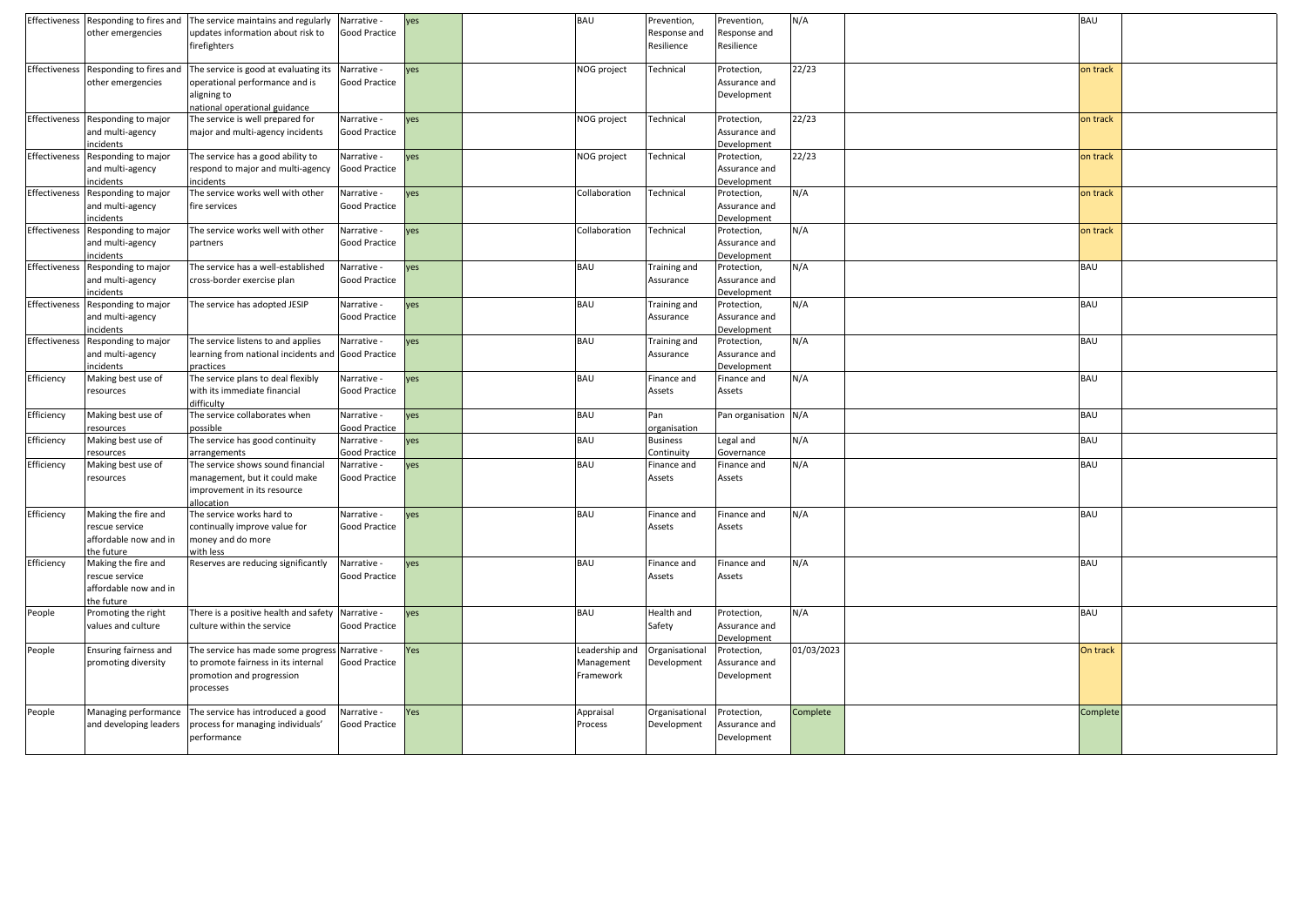| | | | | | | | | | | | | |
|---|---|---|---|---|---|---|---|---|---|---|---|---|
| Effectiveness | Responding to fires and other emergencies | The service maintains and regularly updates information about risk to firefighters | Narrative - Good Practice | yes | | BAU | Prevention, Response and Resilience | Prevention, Response and Resilience | N/A | | BAU | |
| Effectiveness | Responding to fires and other emergencies | The service is good at evaluating its operational performance and is aligning to national operational guidance | Narrative - Good Practice | yes | | NOG project | Technical | Protection, Assurance and Development | 22/23 | | on track | |
| Effectiveness | Responding to major and multi-agency incidents | The service is well prepared for major and multi-agency incidents | Narrative - Good Practice | yes | | NOG project | Technical | Protection, Assurance and Development | 22/23 | | on track | |
| Effectiveness | Responding to major and multi-agency incidents | The service has a good ability to respond to major and multi-agency incidents | Narrative - Good Practice | yes | | NOG project | Technical | Protection, Assurance and Development | 22/23 | | on track | |
| Effectiveness | Responding to major and multi-agency incidents | The service works well with other fire services | Narrative - Good Practice | yes | | Collaboration | Technical | Protection, Assurance and Development | N/A | | on track | |
| Effectiveness | Responding to major and multi-agency incidents | The service works well with other partners | Narrative - Good Practice | yes | | Collaboration | Technical | Protection, Assurance and Development | N/A | | on track | |
| Effectiveness | Responding to major and multi-agency incidents | The service has a well-established cross-border exercise plan | Narrative - Good Practice | yes | | BAU | Training and Assurance | Protection, Assurance and Development | N/A | | BAU | |
| Effectiveness | Responding to major and multi-agency incidents | The service has adopted JESIP | Narrative - Good Practice | yes | | BAU | Training and Assurance | Protection, Assurance and Development | N/A | | BAU | |
| Effectiveness | Responding to major and multi-agency incidents | The service listens to and applies learning from national incidents and practices | Narrative - Good Practice | yes | | BAU | Training and Assurance | Protection, Assurance and Development | N/A | | BAU | |
| Efficiency | Making best use of resources | The service plans to deal flexibly with its immediate financial difficulty | Narrative - Good Practice | yes | | BAU | Finance and Assets | Finance and Assets | N/A | | BAU | |
| Efficiency | Making best use of resources | The service collaborates when possible | Narrative - Good Practice | yes | | BAU | Pan organisation | Pan organisation | N/A | | BAU | |
| Efficiency | Making best use of resources | The service has good continuity arrangements | Narrative - Good Practice | yes | | BAU | Business Continuity | Legal and Governance | N/A | | BAU | |
| Efficiency | Making best use of resources | The service shows sound financial management, but it could make improvement in its resource allocation | Narrative - Good Practice | yes | | BAU | Finance and Assets | Finance and Assets | N/A | | BAU | |
| Efficiency | Making the fire and rescue service affordable now and in the future | The service works hard to continually improve value for money and do more with less | Narrative - Good Practice | yes | | BAU | Finance and Assets | Finance and Assets | N/A | | BAU | |
| Efficiency | Making the fire and rescue service affordable now and in the future | Reserves are reducing significantly | Narrative - Good Practice | yes | | BAU | Finance and Assets | Finance and Assets | N/A | | BAU | |
| People | Promoting the right values and culture | There is a positive health and safety culture within the service | Narrative - Good Practice | yes | | BAU | Health and Safety | Protection, Assurance and Development | N/A | | BAU | |
| People | Ensuring fairness and promoting diversity | The service has made some progress to promote fairness in its internal promotion and progression processes | Narrative - Good Practice | Yes | | Leadership and Management Framework | Organisational Development | Protection, Assurance and Development | 01/03/2023 | | On track | |
| People | Managing performance and developing leaders | The service has introduced a good process for managing individuals' performance | Narrative - Good Practice | Yes | | Appraisal Process | Organisational Development | Protection, Assurance and Development | Complete | | Complete | |